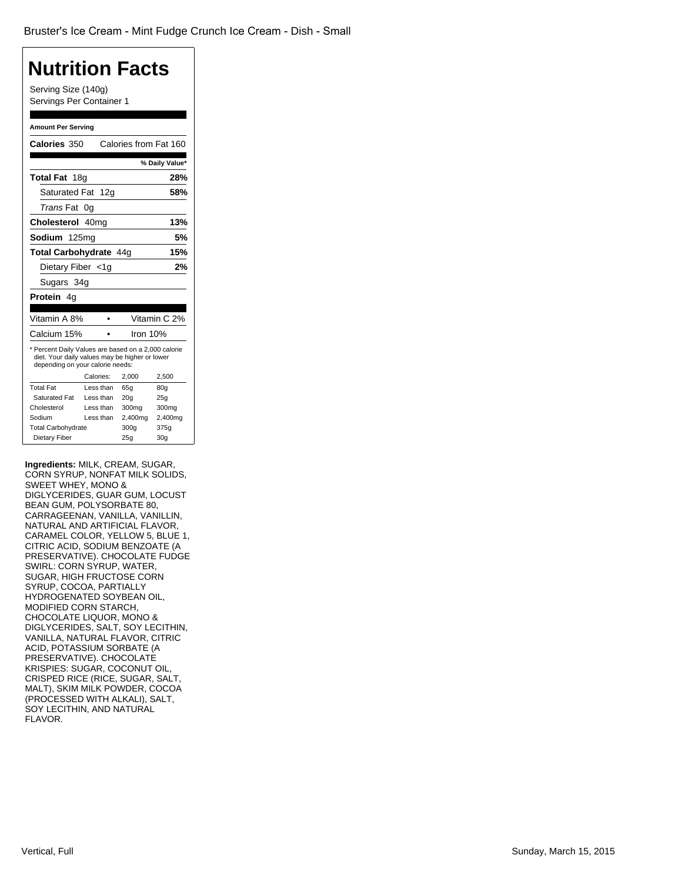Bruster's Ice Cream - Mint Fudge Crunch Ice Cream - Dish - Small

# Nutrition Facts

Serving Size (140g)
Servings Per Container 1

**Amount Per Serving**

**Calories** 350 Calories from Fat 160

| | % Daily Value* |
|---|---|
| **Total Fat** 18g | **28%** |
| Saturated Fat 12g | **58%** |
| *Trans* Fat 0g | |
| **Cholesterol** 40mg | **13%** |
| **Sodium** 125mg | **5%** |
| **Total Carbohydrate** 44g | **15%** |
| Dietary Fiber <1g | **2%** |
| Sugars 34g | |
| **Protein** 4g | |

| | | |
|---|---|---|
| Vitamin A 8% | • | Vitamin C 2% |
| Calcium 15% | • | Iron 10% |

\* Percent Daily Values are based on a 2,000 calorie diet. Your daily values may be higher or lower depending on your calorie needs:

| | Calories: | 2,000 | 2,500 |
|---|---|---|---|
| Total Fat | Less than | 65g | 80g |
| Saturated Fat | Less than | 20g | 25g |
| Cholesterol | Less than | 300mg | 300mg |
| Sodium | Less than | 2,400mg | 2,400mg |
| Total Carbohydrate | | 300g | 375g |
| Dietary Fiber | | 25g | 30g |

**Ingredients:** MILK, CREAM, SUGAR, CORN SYRUP, NONFAT MILK SOLIDS, SWEET WHEY, MONO & DIGLYCERIDES, GUAR GUM, LOCUST BEAN GUM, POLYSORBATE 80, CARRAGEENAN, VANILLA, VANILLIN, NATURAL AND ARTIFICIAL FLAVOR, CARAMEL COLOR, YELLOW 5, BLUE 1, CITRIC ACID, SODIUM BENZOATE (A PRESERVATIVE). CHOCOLATE FUDGE SWIRL: CORN SYRUP, WATER, SUGAR, HIGH FRUCTOSE CORN SYRUP, COCOA, PARTIALLY HYDROGENATED SOYBEAN OIL, MODIFIED CORN STARCH, CHOCOLATE LIQUOR, MONO & DIGLYCERIDES, SALT, SOY LECITHIN, VANILLA, NATURAL FLAVOR, CITRIC ACID, POTASSIUM SORBATE (A PRESERVATIVE). CHOCOLATE KRISPIES: SUGAR, COCONUT OIL, CRISPED RICE (RICE, SUGAR, SALT, MALT), SKIM MILK POWDER, COCOA (PROCESSED WITH ALKALI), SALT, SOY LECITHIN, AND NATURAL FLAVOR.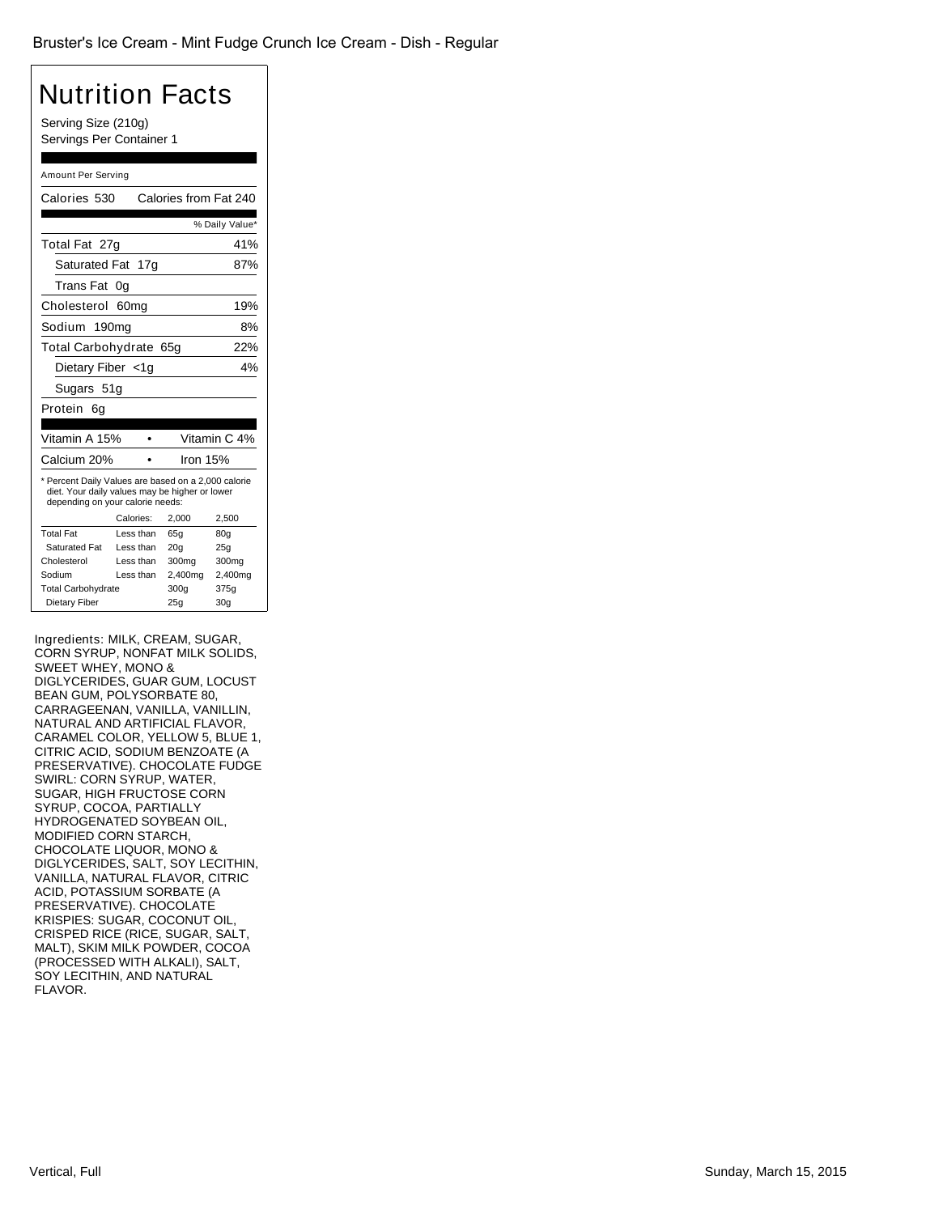Bruster's Ice Cream - Mint Fudge Crunch Ice Cream - Dish - Regular

# Nutrition Facts

Serving Size (210g)
Servings Per Container 1

Amount Per Serving

Calories 530 Calories from Fat 240

| | % Daily Value* |
|---|---|
| Total Fat 27g | 41% |
| Saturated Fat 17g | 87% |
| Trans Fat 0g | |
| Cholesterol 60mg | 19% |
| Sodium 190mg | 8% |
| Total Carbohydrate 65g | 22% |
| Dietary Fiber <1g | 4% |
| Sugars 51g | |
| Protein 6g | |

| | | |
|---|---|---|
| Vitamin A 15% | • | Vitamin C 4% |
| Calcium 20% | • | Iron 15% |

* Percent Daily Values are based on a 2,000 calorie diet. Your daily values may be higher or lower depending on your calorie needs:

| | Calories: | 2,000 | 2,500 |
|---|---|---|---|
| Total Fat | Less than | 65g | 80g |
| Saturated Fat | Less than | 20g | 25g |
| Cholesterol | Less than | 300mg | 300mg |
| Sodium | Less than | 2,400mg | 2,400mg |
| Total Carbohydrate | | 300g | 375g |
| Dietary Fiber | | 25g | 30g |

Ingredients: MILK, CREAM, SUGAR, CORN SYRUP, NONFAT MILK SOLIDS, SWEET WHEY, MONO & DIGLYCERIDES, GUAR GUM, LOCUST BEAN GUM, POLYSORBATE 80, CARRAGEENAN, VANILLA, VANILLIN, NATURAL AND ARTIFICIAL FLAVOR, CARAMEL COLOR, YELLOW 5, BLUE 1, CITRIC ACID, SODIUM BENZOATE (A PRESERVATIVE). CHOCOLATE FUDGE SWIRL: CORN SYRUP, WATER, SUGAR, HIGH FRUCTOSE CORN SYRUP, COCOA, PARTIALLY HYDROGENATED SOYBEAN OIL, MODIFIED CORN STARCH, CHOCOLATE LIQUOR, MONO & DIGLYCERIDES, SALT, SOY LECITHIN, VANILLA, NATURAL FLAVOR, CITRIC ACID, POTASSIUM SORBATE (A PRESERVATIVE). CHOCOLATE KRISPIES: SUGAR, COCONUT OIL, CRISPED RICE (RICE, SUGAR, SALT, MALT), SKIM MILK POWDER, COCOA (PROCESSED WITH ALKALI), SALT, SOY LECITHIN, AND NATURAL FLAVOR.

Vertical, Full

Sunday, March 15, 2015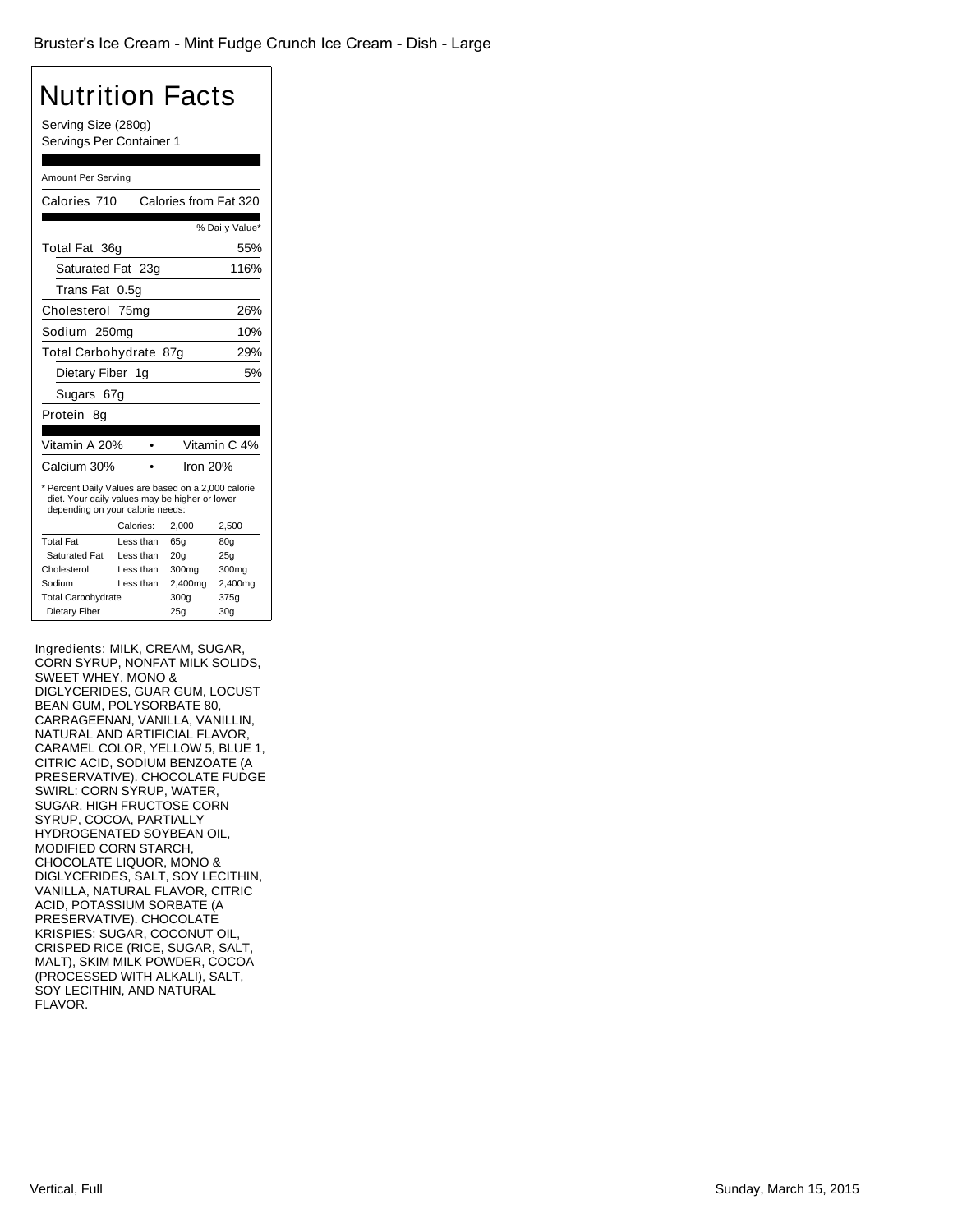Bruster's Ice Cream - Mint Fudge Crunch Ice Cream - Dish - Large

# Nutrition Facts

Serving Size (280g)
Servings Per Container 1

Amount Per Serving

| | |
|---|---|
| Calories 710 | Calories from Fat 320 |
| | % Daily Value* |
| Total Fat 36g | 55% |
| Saturated Fat 23g | 116% |
| Trans Fat 0.5g | |
| Cholesterol 75mg | 26% |
| Sodium 250mg | 10% |
| Total Carbohydrate 87g | 29% |
| Dietary Fiber 1g | 5% |
| Sugars 67g | |
| Protein 8g | |

| | |
|---|---|
| Vitamin A 20% | Vitamin C 4% |
| Calcium 30% | Iron 20% |

* Percent Daily Values are based on a 2,000 calorie diet. Your daily values may be higher or lower depending on your calorie needs:

| | Calories: | 2,000 | 2,500 |
|---|---|---|---|
| Total Fat | Less than | 65g | 80g |
| Saturated Fat | Less than | 20g | 25g |
| Cholesterol | Less than | 300mg | 300mg |
| Sodium | Less than | 2,400mg | 2,400mg |
| Total Carbohydrate | | 300g | 375g |
| Dietary Fiber | | 25g | 30g |

Ingredients: MILK, CREAM, SUGAR, CORN SYRUP, NONFAT MILK SOLIDS, SWEET WHEY, MONO & DIGLYCERIDES, GUAR GUM, LOCUST BEAN GUM, POLYSORBATE 80, CARRAGEENAN, VANILLA, VANILLIN, NATURAL AND ARTIFICIAL FLAVOR, CARAMEL COLOR, YELLOW 5, BLUE 1, CITRIC ACID, SODIUM BENZOATE (A PRESERVATIVE). CHOCOLATE FUDGE SWIRL: CORN SYRUP, WATER, SUGAR, HIGH FRUCTOSE CORN SYRUP, COCOA, PARTIALLY HYDROGENATED SOYBEAN OIL, MODIFIED CORN STARCH, CHOCOLATE LIQUOR, MONO & DIGLYCERIDES, SALT, SOY LECITHIN, VANILLA, NATURAL FLAVOR, CITRIC ACID, POTASSIUM SORBATE (A PRESERVATIVE). CHOCOLATE KRISPIES: SUGAR, COCONUT OIL, CRISPED RICE (RICE, SUGAR, SALT, MALT), SKIM MILK POWDER, COCOA (PROCESSED WITH ALKALI), SALT, SOY LECITHIN, AND NATURAL FLAVOR.

Vertical, Full

Sunday, March 15, 2015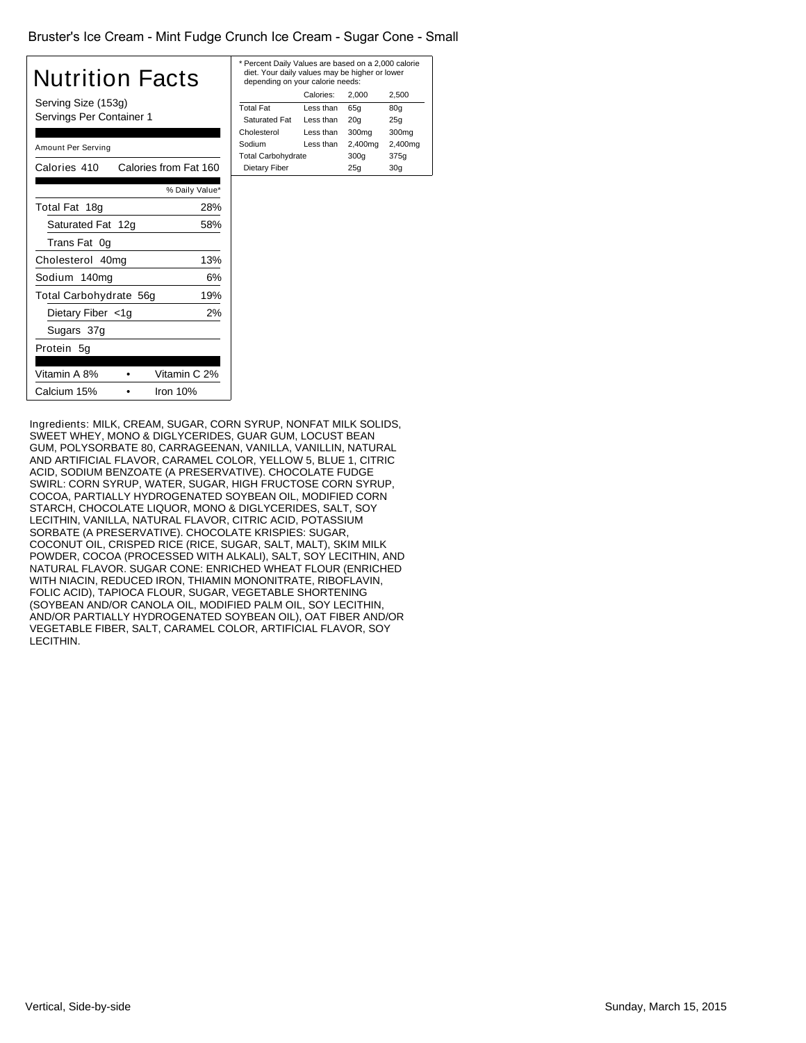Bruster's Ice Cream - Mint Fudge Crunch Ice Cream - Sugar Cone - Small

# Nutrition Facts

Serving Size (153g)
Servings Per Container 1

Amount Per Serving

| Calories 410 | Calories from Fat 160 |
|---|---|
| | % Daily Value* |
| Total Fat 18g | 28% |
| Saturated Fat 12g | 58% |
| Trans Fat 0g | |
| Cholesterol 40mg | 13% |
| Sodium 140mg | 6% |
| Total Carbohydrate 56g | 19% |
| Dietary Fiber <1g | 2% |
| Sugars 37g | |
| Protein 5g | |

| Vitamin A 8% | • | Vitamin C 2% |
|---|---|---|
| Calcium 15% | • | Iron 10% |

* Percent Daily Values are based on a 2,000 calorie diet. Your daily values may be higher or lower depending on your calorie needs:

| | Calories: | 2,000 | 2,500 |
|---|---|---|---|
| Total Fat | Less than | 65g | 80g |
| Saturated Fat | Less than | 20g | 25g |
| Cholesterol | Less than | 300mg | 300mg |
| Sodium | Less than | 2,400mg | 2,400mg |
| Total Carbohydrate | | 300g | 375g |
| Dietary Fiber | | 25g | 30g |

Ingredients: MILK, CREAM, SUGAR, CORN SYRUP, NONFAT MILK SOLIDS, SWEET WHEY, MONO & DIGLYCERIDES, GUAR GUM, LOCUST BEAN GUM, POLYSORBATE 80, CARRAGEENAN, VANILLA, VANILLIN, NATURAL AND ARTIFICIAL FLAVOR, CARAMEL COLOR, YELLOW 5, BLUE 1, CITRIC ACID, SODIUM BENZOATE (A PRESERVATIVE). CHOCOLATE FUDGE SWIRL: CORN SYRUP, WATER, SUGAR, HIGH FRUCTOSE CORN SYRUP, COCOA, PARTIALLY HYDROGENATED SOYBEAN OIL, MODIFIED CORN STARCH, CHOCOLATE LIQUOR, MONO & DIGLYCERIDES, SALT, SOY LECITHIN, VANILLA, NATURAL FLAVOR, CITRIC ACID, POTASSIUM SORBATE (A PRESERVATIVE). CHOCOLATE KRISPIES: SUGAR, COCONUT OIL, CRISPED RICE (RICE, SUGAR, SALT, MALT), SKIM MILK POWDER, COCOA (PROCESSED WITH ALKALI), SALT, SOY LECITHIN, AND NATURAL FLAVOR. SUGAR CONE: ENRICHED WHEAT FLOUR (ENRICHED WITH NIACIN, REDUCED IRON, THIAMIN MONONITRATE, RIBOFLAVIN, FOLIC ACID), TAPIOCA FLOUR, SUGAR, VEGETABLE SHORTENING (SOYBEAN AND/OR CANOLA OIL, MODIFIED PALM OIL, SOY LECITHIN, AND/OR PARTIALLY HYDROGENATED SOYBEAN OIL), OAT FIBER AND/OR VEGETABLE FIBER, SALT, CARAMEL COLOR, ARTIFICIAL FLAVOR, SOY LECITHIN.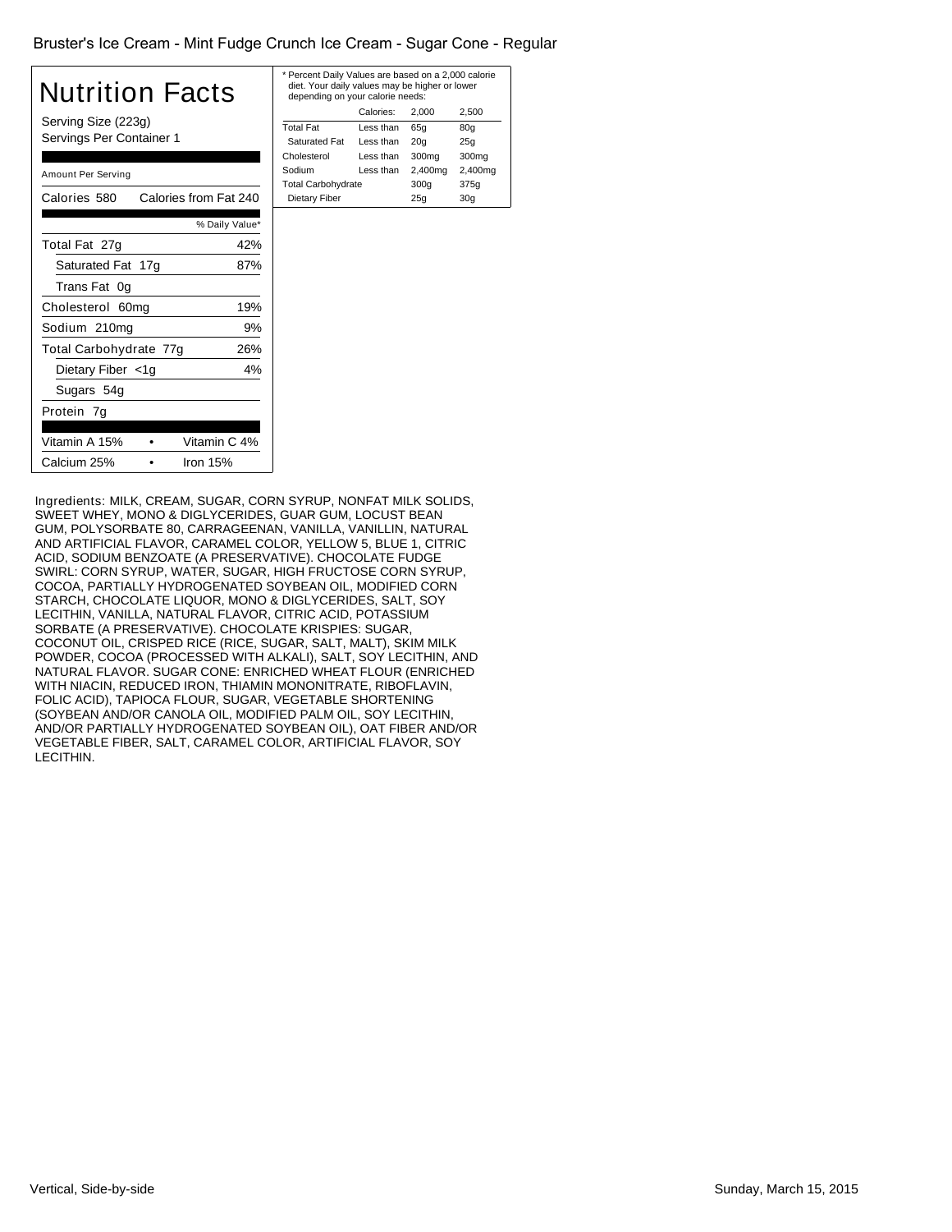Bruster's Ice Cream - Mint Fudge Crunch Ice Cream - Sugar Cone - Regular

# Nutrition Facts

Serving Size (223g)
Servings Per Container 1

Amount Per Serving

Calories 580 Calories from Fat 240

| | % Daily Value* |
|---|---|
| Total Fat 27g | 42% |
| Saturated Fat 17g | 87% |
| Trans Fat 0g | |
| Cholesterol 60mg | 19% |
| Sodium 210mg | 9% |
| Total Carbohydrate 77g | 26% |
| Dietary Fiber <1g | 4% |
| Sugars 54g | |
| Protein 7g | |

Vitamin A 15% • Vitamin C 4%
Calcium 25% • Iron 15%

* Percent Daily Values are based on a 2,000 calorie diet. Your daily values may be higher or lower depending on your calorie needs:

| | Calories: | 2,000 | 2,500 |
|---|---|---|---|
| Total Fat | Less than | 65g | 80g |
| Saturated Fat | Less than | 20g | 25g |
| Cholesterol | Less than | 300mg | 300mg |
| Sodium | Less than | 2,400mg | 2,400mg |
| Total Carbohydrate | | 300g | 375g |
| Dietary Fiber | | 25g | 30g |

Ingredients: MILK, CREAM, SUGAR, CORN SYRUP, NONFAT MILK SOLIDS, SWEET WHEY, MONO & DIGLYCERIDES, GUAR GUM, LOCUST BEAN GUM, POLYSORBATE 80, CARRAGEENAN, VANILLA, VANILLIN, NATURAL AND ARTIFICIAL FLAVOR, CARAMEL COLOR, YELLOW 5, BLUE 1, CITRIC ACID, SODIUM BENZOATE (A PRESERVATIVE). CHOCOLATE FUDGE SWIRL: CORN SYRUP, WATER, SUGAR, HIGH FRUCTOSE CORN SYRUP, COCOA, PARTIALLY HYDROGENATED SOYBEAN OIL, MODIFIED CORN STARCH, CHOCOLATE LIQUOR, MONO & DIGLYCERIDES, SALT, SOY LECITHIN, VANILLA, NATURAL FLAVOR, CITRIC ACID, POTASSIUM SORBATE (A PRESERVATIVE). CHOCOLATE KRISPIES: SUGAR, COCONUT OIL, CRISPED RICE (RICE, SUGAR, SALT, MALT), SKIM MILK POWDER, COCOA (PROCESSED WITH ALKALI), SALT, SOY LECITHIN, AND NATURAL FLAVOR. SUGAR CONE: ENRICHED WHEAT FLOUR (ENRICHED WITH NIACIN, REDUCED IRON, THIAMIN MONONITRATE, RIBOFLAVIN, FOLIC ACID), TAPIOCA FLOUR, SUGAR, VEGETABLE SHORTENING (SOYBEAN AND/OR CANOLA OIL, MODIFIED PALM OIL, SOY LECITHIN, AND/OR PARTIALLY HYDROGENATED SOYBEAN OIL), OAT FIBER AND/OR VEGETABLE FIBER, SALT, CARAMEL COLOR, ARTIFICIAL FLAVOR, SOY LECITHIN.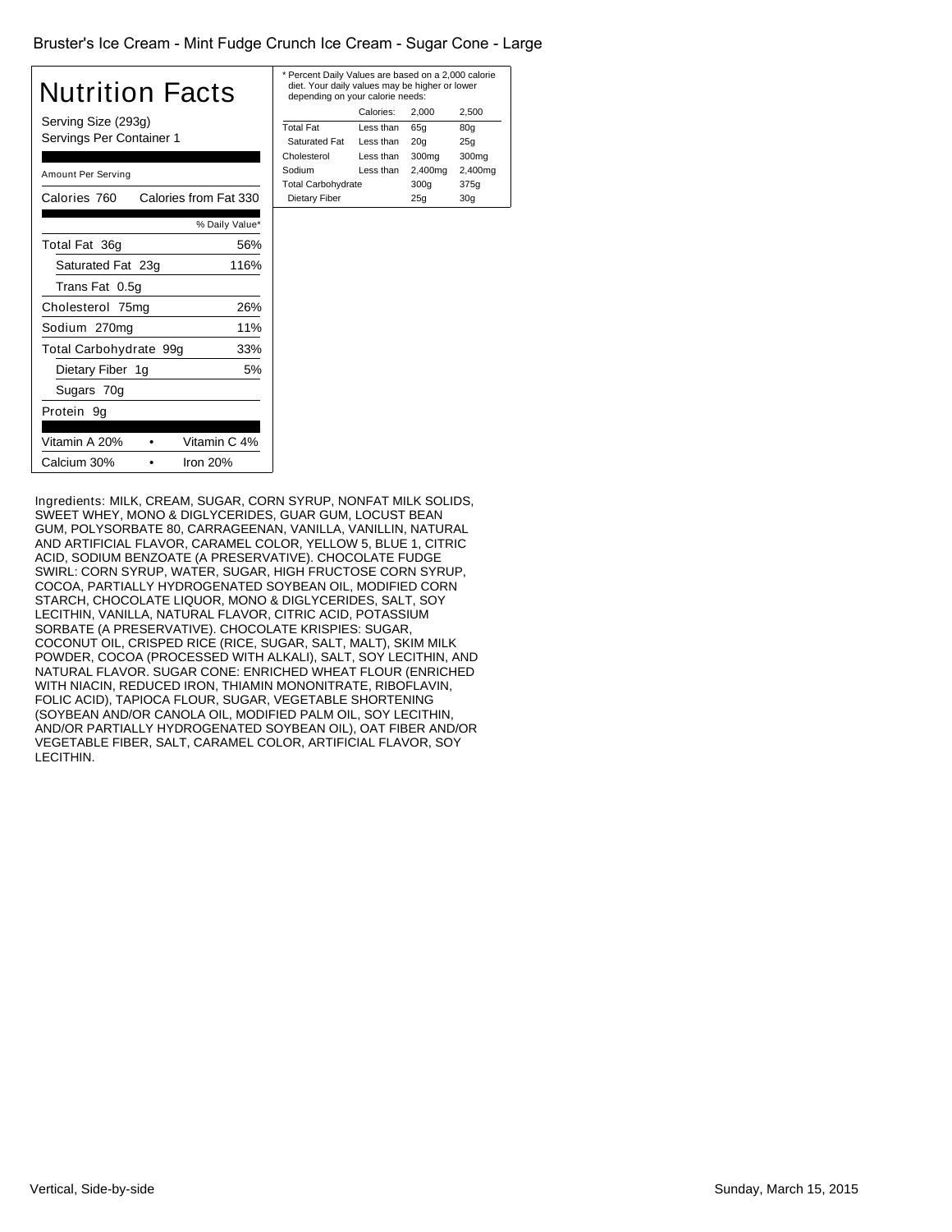Bruster's Ice Cream - Mint Fudge Crunch Ice Cream - Sugar Cone - Large

# Nutrition Facts

Serving Size (293g)
Servings Per Container 1

Amount Per Serving

Calories 760 Calories from Fat 330

| | % Daily Value* |
|---|---|
| Total Fat 36g | 56% |
| Saturated Fat 23g | 116% |
| Trans Fat 0.5g | |
| Cholesterol 75mg | 26% |
| Sodium 270mg | 11% |
| Total Carbohydrate 99g | 33% |
| Dietary Fiber 1g | 5% |
| Sugars 70g | |
| Protein 9g | |

Vitamin A 20% • Vitamin C 4%
Calcium 30% • Iron 20%

* Percent Daily Values are based on a 2,000 calorie diet. Your daily values may be higher or lower depending on your calorie needs:

| | Calories: | 2,000 | 2,500 |
|---|---|---|---|
| Total Fat | Less than | 65g | 80g |
| Saturated Fat | Less than | 20g | 25g |
| Cholesterol | Less than | 300mg | 300mg |
| Sodium | Less than | 2,400mg | 2,400mg |
| Total Carbohydrate | | 300g | 375g |
| Dietary Fiber | | 25g | 30g |

Ingredients: MILK, CREAM, SUGAR, CORN SYRUP, NONFAT MILK SOLIDS, SWEET WHEY, MONO & DIGLYCERIDES, GUAR GUM, LOCUST BEAN GUM, POLYSORBATE 80, CARRAGEENAN, VANILLA, VANILLIN, NATURAL AND ARTIFICIAL FLAVOR, CARAMEL COLOR, YELLOW 5, BLUE 1, CITRIC ACID, SODIUM BENZOATE (A PRESERVATIVE). CHOCOLATE FUDGE SWIRL: CORN SYRUP, WATER, SUGAR, HIGH FRUCTOSE CORN SYRUP, COCOA, PARTIALLY HYDROGENATED SOYBEAN OIL, MODIFIED CORN STARCH, CHOCOLATE LIQUOR, MONO & DIGLYCERIDES, SALT, SOY LECITHIN, VANILLA, NATURAL FLAVOR, CITRIC ACID, POTASSIUM SORBATE (A PRESERVATIVE). CHOCOLATE KRISPIES: SUGAR, COCONUT OIL, CRISPED RICE (RICE, SUGAR, SALT, MALT), SKIM MILK POWDER, COCOA (PROCESSED WITH ALKALI), SALT, SOY LECITHIN, AND NATURAL FLAVOR. SUGAR CONE: ENRICHED WHEAT FLOUR (ENRICHED WITH NIACIN, REDUCED IRON, THIAMIN MONONITRATE, RIBOFLAVIN, FOLIC ACID), TAPIOCA FLOUR, SUGAR, VEGETABLE SHORTENING (SOYBEAN AND/OR CANOLA OIL, MODIFIED PALM OIL, SOY LECITHIN, AND/OR PARTIALLY HYDROGENATED SOYBEAN OIL), OAT FIBER AND/OR VEGETABLE FIBER, SALT, CARAMEL COLOR, ARTIFICIAL FLAVOR, SOY LECITHIN.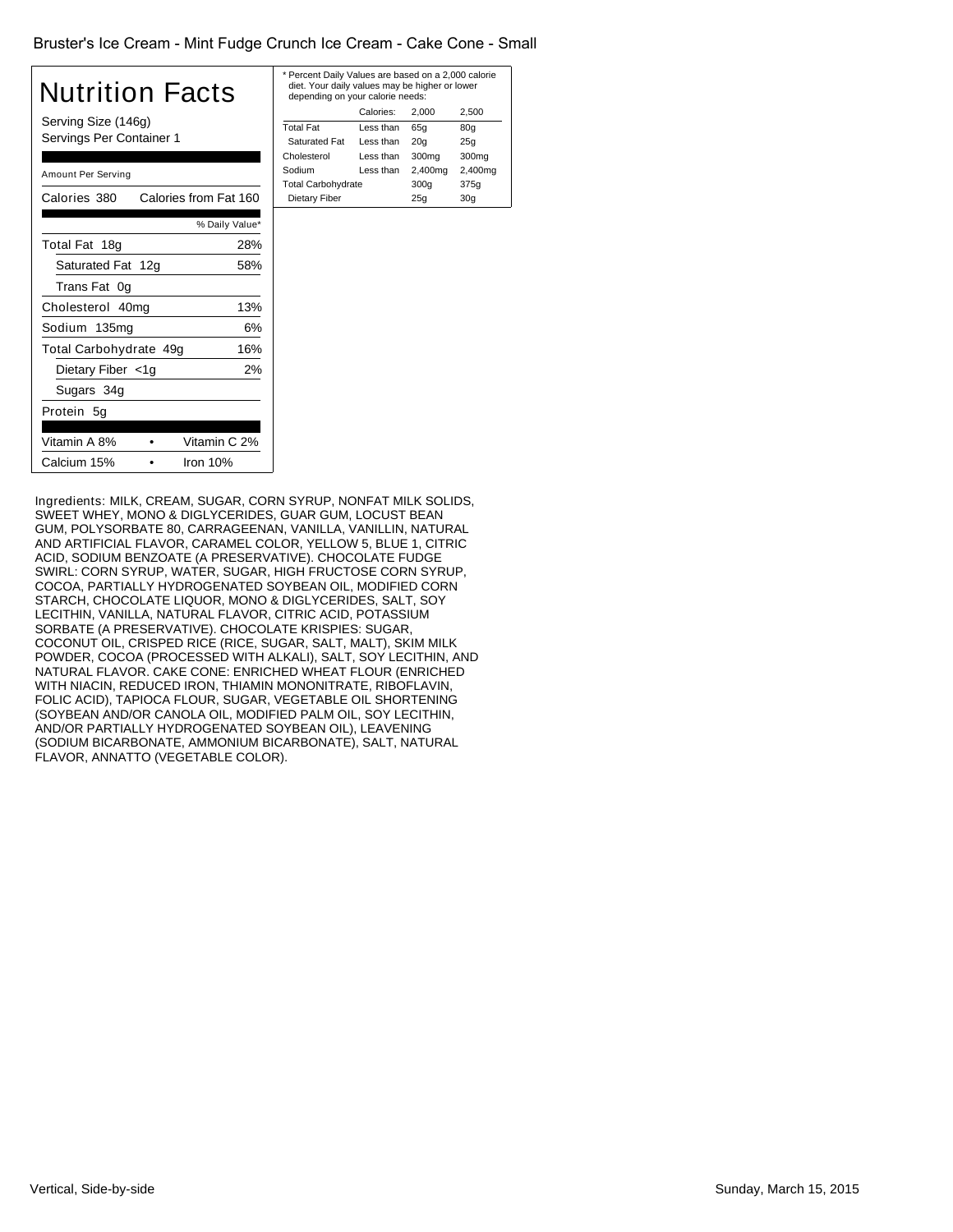Bruster's Ice Cream - Mint Fudge Crunch Ice Cream - Cake Cone - Small

# Nutrition Facts

Serving Size (146g)
Servings Per Container 1

| Amount Per Serving | |
|---|---|
| Calories 380 | Calories from Fat 160 |
| | % Daily Value* |
| Total Fat 18g | 28% |
| Saturated Fat 12g | 58% |
| Trans Fat 0g | |
| Cholesterol 40mg | 13% |
| Sodium 135mg | 6% |
| Total Carbohydrate 49g | 16% |
| Dietary Fiber <1g | 2% |
| Sugars 34g | |
| Protein 5g | |

| | |
|---|---|
| Vitamin A 8% | Vitamin C 2% |
| Calcium 15% | Iron 10% |

* Percent Daily Values are based on a 2,000 calorie diet. Your daily values may be higher or lower depending on your calorie needs:

| | Calories: | 2,000 | 2,500 |
|---|---|---|---|
| Total Fat | Less than | 65g | 80g |
| Saturated Fat | Less than | 20g | 25g |
| Cholesterol | Less than | 300mg | 300mg |
| Sodium | Less than | 2,400mg | 2,400mg |
| Total Carbohydrate | | 300g | 375g |
| Dietary Fiber | | 25g | 30g |

Ingredients: MILK, CREAM, SUGAR, CORN SYRUP, NONFAT MILK SOLIDS, SWEET WHEY, MONO & DIGLYCERIDES, GUAR GUM, LOCUST BEAN GUM, POLYSORBATE 80, CARRAGEENAN, VANILLA, VANILLIN, NATURAL AND ARTIFICIAL FLAVOR, CARAMEL COLOR, YELLOW 5, BLUE 1, CITRIC ACID, SODIUM BENZOATE (A PRESERVATIVE). CHOCOLATE FUDGE SWIRL: CORN SYRUP, WATER, SUGAR, HIGH FRUCTOSE CORN SYRUP, COCOA, PARTIALLY HYDROGENATED SOYBEAN OIL, MODIFIED CORN STARCH, CHOCOLATE LIQUOR, MONO & DIGLYCERIDES, SALT, SOY LECITHIN, VANILLA, NATURAL FLAVOR, CITRIC ACID, POTASSIUM SORBATE (A PRESERVATIVE). CHOCOLATE KRISPIES: SUGAR, COCONUT OIL, CRISPED RICE (RICE, SUGAR, SALT, MALT), SKIM MILK POWDER, COCOA (PROCESSED WITH ALKALI), SALT, SOY LECITHIN, AND NATURAL FLAVOR. CAKE CONE: ENRICHED WHEAT FLOUR (ENRICHED WITH NIACIN, REDUCED IRON, THIAMIN MONONITRATE, RIBOFLAVIN, FOLIC ACID), TAPIOCA FLOUR, SUGAR, VEGETABLE OIL SHORTENING (SOYBEAN AND/OR CANOLA OIL, MODIFIED PALM OIL, SOY LECITHIN, AND/OR PARTIALLY HYDROGENATED SOYBEAN OIL), LEAVENING (SODIUM BICARBONATE, AMMONIUM BICARBONATE), SALT, NATURAL FLAVOR, ANNATTO (VEGETABLE COLOR).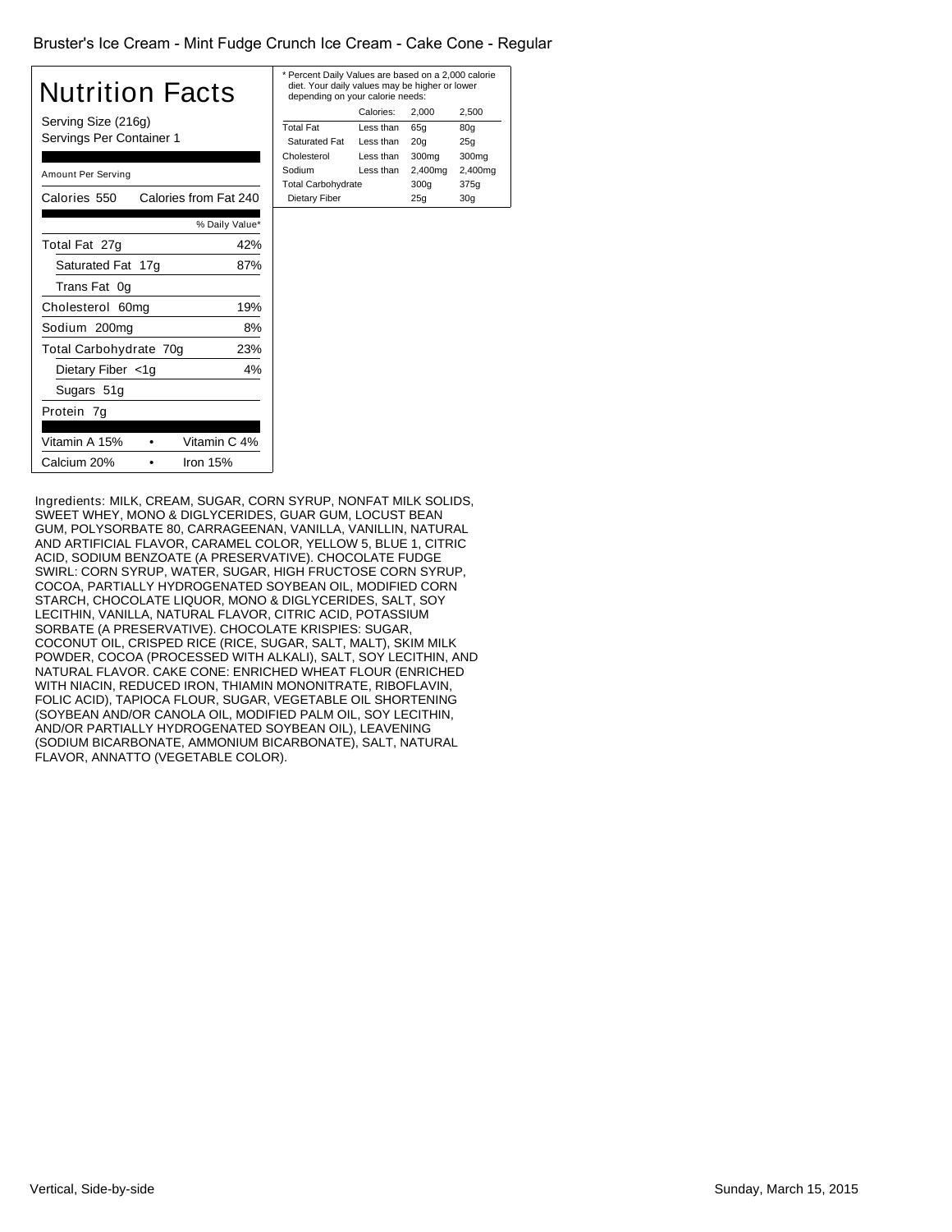Bruster's Ice Cream - Mint Fudge Crunch Ice Cream - Cake Cone - Regular

# Nutrition Facts

Serving Size (216g)
Servings Per Container 1

Amount Per Serving

| Calories 550 | Calories from Fat 240 |
|---|---|
| | % Daily Value* |
| Total Fat 27g | 42% |
| Saturated Fat 17g | 87% |
| Trans Fat 0g | |
| Cholesterol 60mg | 19% |
| Sodium 200mg | 8% |
| Total Carbohydrate 70g | 23% |
| Dietary Fiber <1g | 4% |
| Sugars 51g | |
| Protein 7g | |

| Vitamin A 15% | • | Vitamin C 4% |
|---|---|---|
| Calcium 20% | • | Iron 15% |

* Percent Daily Values are based on a 2,000 calorie diet. Your daily values may be higher or lower depending on your calorie needs:

| | Calories: | 2,000 | 2,500 |
|---|---|---|---|
| Total Fat | Less than | 65g | 80g |
| Saturated Fat | Less than | 20g | 25g |
| Cholesterol | Less than | 300mg | 300mg |
| Sodium | Less than | 2,400mg | 2,400mg |
| Total Carbohydrate | | 300g | 375g |
| Dietary Fiber | | 25g | 30g |

Ingredients: MILK, CREAM, SUGAR, CORN SYRUP, NONFAT MILK SOLIDS, SWEET WHEY, MONO & DIGLYCERIDES, GUAR GUM, LOCUST BEAN GUM, POLYSORBATE 80, CARRAGEENAN, VANILLA, VANILLIN, NATURAL AND ARTIFICIAL FLAVOR, CARAMEL COLOR, YELLOW 5, BLUE 1, CITRIC ACID, SODIUM BENZOATE (A PRESERVATIVE). CHOCOLATE FUDGE SWIRL: CORN SYRUP, WATER, SUGAR, HIGH FRUCTOSE CORN SYRUP, COCOA, PARTIALLY HYDROGENATED SOYBEAN OIL, MODIFIED CORN STARCH, CHOCOLATE LIQUOR, MONO & DIGLYCERIDES, SALT, SOY LECITHIN, VANILLA, NATURAL FLAVOR, CITRIC ACID, POTASSIUM SORBATE (A PRESERVATIVE). CHOCOLATE KRISPIES: SUGAR, COCONUT OIL, CRISPED RICE (RICE, SUGAR, SALT, MALT), SKIM MILK POWDER, COCOA (PROCESSED WITH ALKALI), SALT, SOY LECITHIN, AND NATURAL FLAVOR. CAKE CONE: ENRICHED WHEAT FLOUR (ENRICHED WITH NIACIN, REDUCED IRON, THIAMIN MONONITRATE, RIBOFLAVIN, FOLIC ACID), TAPIOCA FLOUR, SUGAR, VEGETABLE OIL SHORTENING (SOYBEAN AND/OR CANOLA OIL, MODIFIED PALM OIL, SOY LECITHIN, AND/OR PARTIALLY HYDROGENATED SOYBEAN OIL), LEAVENING (SODIUM BICARBONATE, AMMONIUM BICARBONATE), SALT, NATURAL FLAVOR, ANNATTO (VEGETABLE COLOR).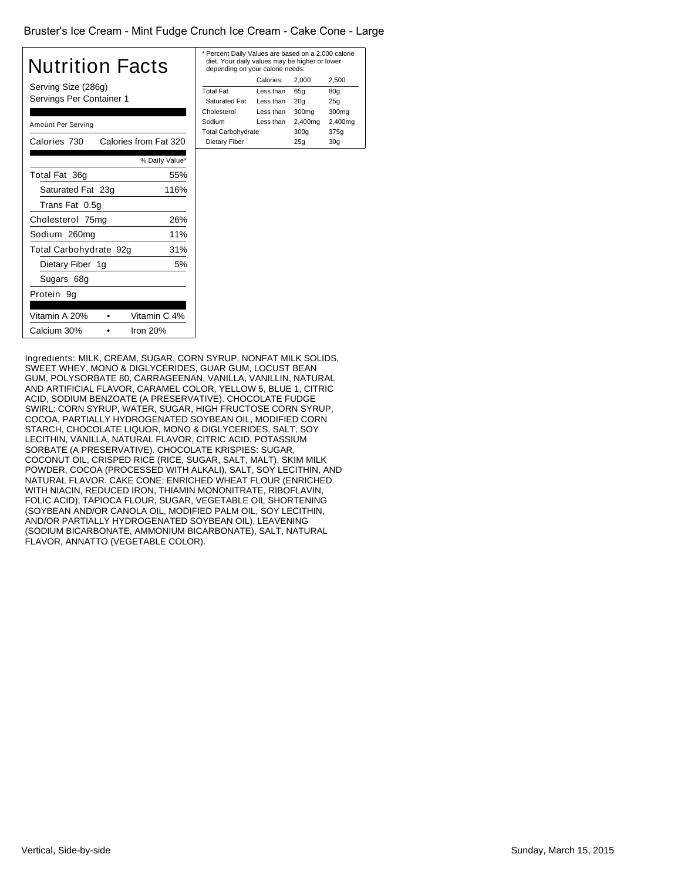Bruster's Ice Cream - Mint Fudge Crunch Ice Cream - Cake Cone - Large

# Nutrition Facts

Serving Size (286g)
Servings Per Container 1

| Amount Per Serving | |
|---|---|
| Calories 730 | Calories from Fat 320 |
| | % Daily Value* |
| Total Fat 36g | 55% |
| Saturated Fat 23g | 116% |
| Trans Fat 0.5g | |
| Cholesterol 75mg | 26% |
| Sodium 260mg | 11% |
| Total Carbohydrate 92g | 31% |
| Dietary Fiber 1g | 5% |
| Sugars 68g | |
| Protein 9g | |

| | | |
|---|---|---|
| Vitamin A 20% | • | Vitamin C 4% |
| Calcium 30% | • | Iron 20% |

* Percent Daily Values are based on a 2,000 calorie diet. Your daily values may be higher or lower depending on your calorie needs:

| | Calories: | 2,000 | 2,500 |
|---|---|---|---|
| Total Fat | Less than | 65g | 80g |
| Saturated Fat | Less than | 20g | 25g |
| Cholesterol | Less than | 300mg | 300mg |
| Sodium | Less than | 2,400mg | 2,400mg |
| Total Carbohydrate | | 300g | 375g |
| Dietary Fiber | | 25g | 30g |

Ingredients: MILK, CREAM, SUGAR, CORN SYRUP, NONFAT MILK SOLIDS, SWEET WHEY, MONO & DIGLYCERIDES, GUAR GUM, LOCUST BEAN GUM, POLYSORBATE 80, CARRAGEENAN, VANILLA, VANILLIN, NATURAL AND ARTIFICIAL FLAVOR, CARAMEL COLOR, YELLOW 5, BLUE 1, CITRIC ACID, SODIUM BENZOATE (A PRESERVATIVE). CHOCOLATE FUDGE SWIRL: CORN SYRUP, WATER, SUGAR, HIGH FRUCTOSE CORN SYRUP, COCOA, PARTIALLY HYDROGENATED SOYBEAN OIL, MODIFIED CORN STARCH, CHOCOLATE LIQUOR, MONO & DIGLYCERIDES, SALT, SOY LECITHIN, VANILLA, NATURAL FLAVOR, CITRIC ACID, POTASSIUM SORBATE (A PRESERVATIVE). CHOCOLATE KRISPIES: SUGAR, COCONUT OIL, CRISPED RICE (RICE, SUGAR, SALT, MALT), SKIM MILK POWDER, COCOA (PROCESSED WITH ALKALI), SALT, SOY LECITHIN, AND NATURAL FLAVOR. CAKE CONE: ENRICHED WHEAT FLOUR (ENRICHED WITH NIACIN, REDUCED IRON, THIAMIN MONONITRATE, RIBOFLAVIN, FOLIC ACID), TAPIOCA FLOUR, SUGAR, VEGETABLE OIL SHORTENING (SOYBEAN AND/OR CANOLA OIL, MODIFIED PALM OIL, SOY LECITHIN, AND/OR PARTIALLY HYDROGENATED SOYBEAN OIL), LEAVENING (SODIUM BICARBONATE, AMMONIUM BICARBONATE), SALT, NATURAL FLAVOR, ANNATTO (VEGETABLE COLOR).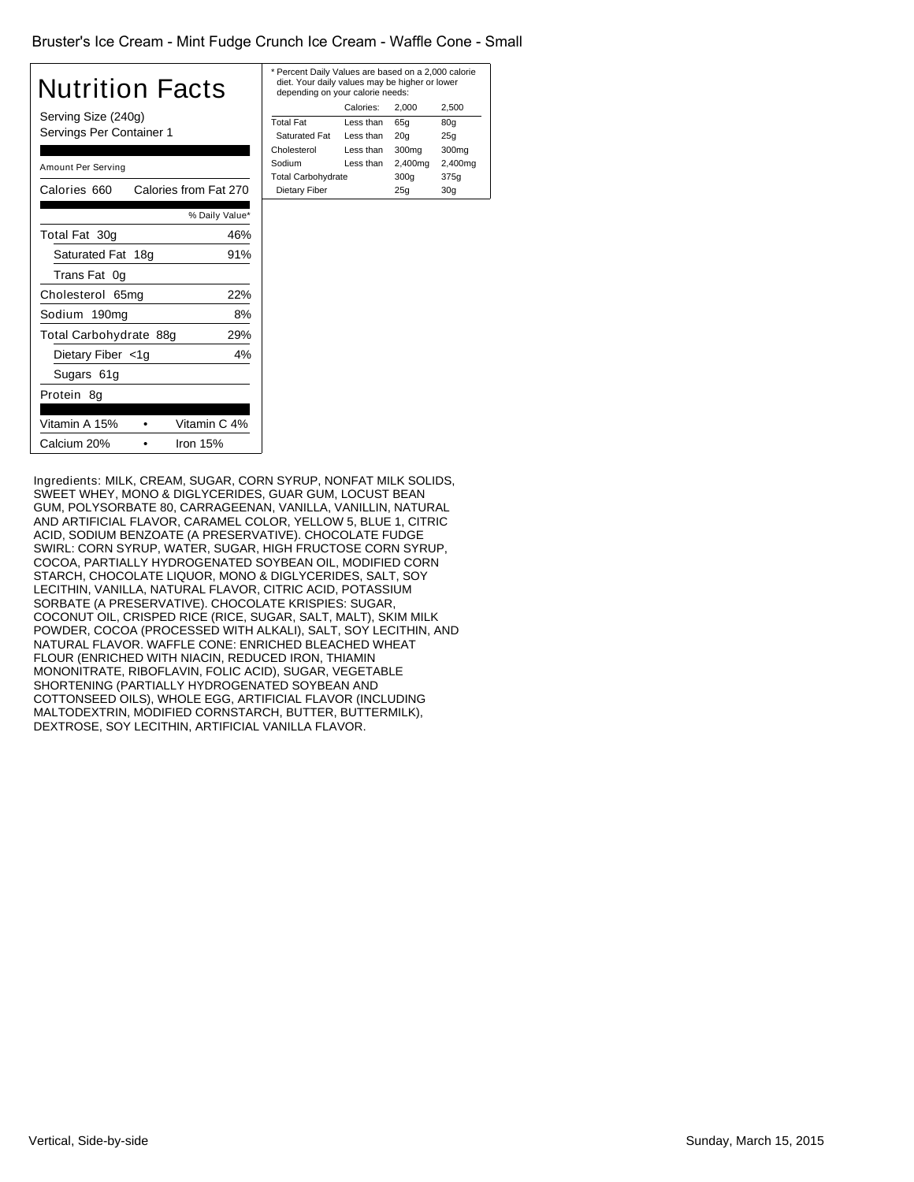Bruster's Ice Cream - Mint Fudge Crunch Ice Cream - Waffle Cone - Small

# Nutrition Facts

Serving Size (240g)
Servings Per Container 1

Amount Per Serving

| Calories 660 | Calories from Fat 270 |
|---|---|
| | % Daily Value* |
| Total Fat 30g | 46% |
| Saturated Fat 18g | 91% |
| Trans Fat 0g | |
| Cholesterol 65mg | 22% |
| Sodium 190mg | 8% |
| Total Carbohydrate 88g | 29% |
| Dietary Fiber <1g | 4% |
| Sugars 61g | |
| Protein 8g | |

| Vitamin A 15% | • | Vitamin C 4% |
|---|---|---|
| Calcium 20% | • | Iron 15% |

* Percent Daily Values are based on a 2,000 calorie diet. Your daily values may be higher or lower depending on your calorie needs:

| | Calories: | 2,000 | 2,500 |
|---|---|---|---|
| Total Fat | Less than | 65g | 80g |
| Saturated Fat | Less than | 20g | 25g |
| Cholesterol | Less than | 300mg | 300mg |
| Sodium | Less than | 2,400mg | 2,400mg |
| Total Carbohydrate | | 300g | 375g |
| Dietary Fiber | | 25g | 30g |

Ingredients: MILK, CREAM, SUGAR, CORN SYRUP, NONFAT MILK SOLIDS, SWEET WHEY, MONO & DIGLYCERIDES, GUAR GUM, LOCUST BEAN GUM, POLYSORBATE 80, CARRAGEENAN, VANILLA, VANILLIN, NATURAL AND ARTIFICIAL FLAVOR, CARAMEL COLOR, YELLOW 5, BLUE 1, CITRIC ACID, SODIUM BENZOATE (A PRESERVATIVE). CHOCOLATE FUDGE SWIRL: CORN SYRUP, WATER, SUGAR, HIGH FRUCTOSE CORN SYRUP, COCOA, PARTIALLY HYDROGENATED SOYBEAN OIL, MODIFIED CORN STARCH, CHOCOLATE LIQUOR, MONO & DIGLYCERIDES, SALT, SOY LECITHIN, VANILLA, NATURAL FLAVOR, CITRIC ACID, POTASSIUM SORBATE (A PRESERVATIVE). CHOCOLATE KRISPIES: SUGAR, COCONUT OIL, CRISPED RICE (RICE, SUGAR, SALT, MALT), SKIM MILK POWDER, COCOA (PROCESSED WITH ALKALI), SALT, SOY LECITHIN, AND NATURAL FLAVOR. WAFFLE CONE: ENRICHED BLEACHED WHEAT FLOUR (ENRICHED WITH NIACIN, REDUCED IRON, THIAMIN MONONITRATE, RIBOFLAVIN, FOLIC ACID), SUGAR, VEGETABLE SHORTENING (PARTIALLY HYDROGENATED SOYBEAN AND COTTONSEED OILS), WHOLE EGG, ARTIFICIAL FLAVOR (INCLUDING MALTODEXTRIN, MODIFIED CORNSTARCH, BUTTER, BUTTERMILK), DEXTROSE, SOY LECITHIN, ARTIFICIAL VANILLA FLAVOR.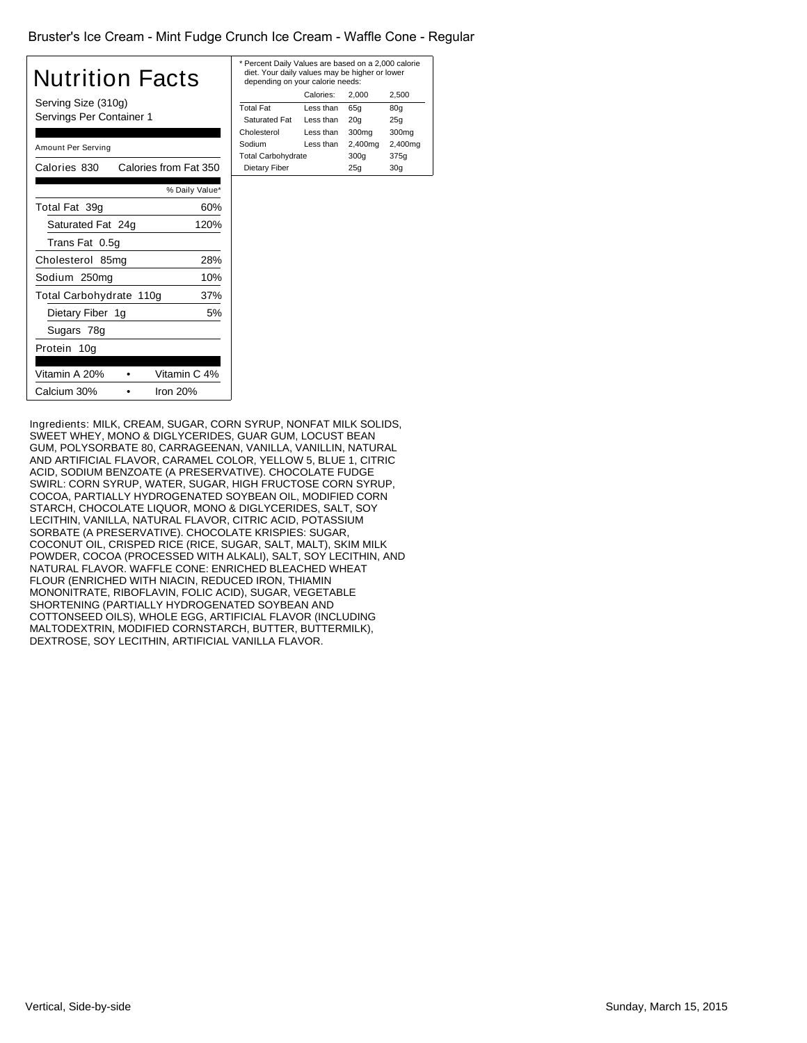Bruster's Ice Cream - Mint Fudge Crunch Ice Cream - Waffle Cone - Regular

# Nutrition Facts

Serving Size (310g)
Servings Per Container 1

Amount Per Serving

| Calories 830 | Calories from Fat 350 |
|---|---|
| | % Daily Value* |
| Total Fat 39g | 60% |
| Saturated Fat 24g | 120% |
| Trans Fat 0.5g | |
| Cholesterol 85mg | 28% |
| Sodium 250mg | 10% |
| Total Carbohydrate 110g | 37% |
| Dietary Fiber 1g | 5% |
| Sugars 78g | |
| Protein 10g | |

| Vitamin A 20% | • | Vitamin C 4% |
|---|---|---|
| Calcium 30% | • | Iron 20% |

* Percent Daily Values are based on a 2,000 calorie diet. Your daily values may be higher or lower depending on your calorie needs:

| | Calories: | 2,000 | 2,500 |
|---|---|---|---|
| Total Fat | Less than | 65g | 80g |
| Saturated Fat | Less than | 20g | 25g |
| Cholesterol | Less than | 300mg | 300mg |
| Sodium | Less than | 2,400mg | 2,400mg |
| Total Carbohydrate | | 300g | 375g |
| Dietary Fiber | | 25g | 30g |

Ingredients: MILK, CREAM, SUGAR, CORN SYRUP, NONFAT MILK SOLIDS, SWEET WHEY, MONO & DIGLYCERIDES, GUAR GUM, LOCUST BEAN GUM, POLYSORBATE 80, CARRAGEENAN, VANILLA, VANILLIN, NATURAL AND ARTIFICIAL FLAVOR, CARAMEL COLOR, YELLOW 5, BLUE 1, CITRIC ACID, SODIUM BENZOATE (A PRESERVATIVE). CHOCOLATE FUDGE SWIRL: CORN SYRUP, WATER, SUGAR, HIGH FRUCTOSE CORN SYRUP, COCOA, PARTIALLY HYDROGENATED SOYBEAN OIL, MODIFIED CORN STARCH, CHOCOLATE LIQUOR, MONO & DIGLYCERIDES, SALT, SOY LECITHIN, VANILLA, NATURAL FLAVOR, CITRIC ACID, POTASSIUM SORBATE (A PRESERVATIVE). CHOCOLATE KRISPIES: SUGAR, COCONUT OIL, CRISPED RICE (RICE, SUGAR, SALT, MALT), SKIM MILK POWDER, COCOA (PROCESSED WITH ALKALI), SALT, SOY LECITHIN, AND NATURAL FLAVOR. WAFFLE CONE: ENRICHED BLEACHED WHEAT FLOUR (ENRICHED WITH NIACIN, REDUCED IRON, THIAMIN MONONITRATE, RIBOFLAVIN, FOLIC ACID), SUGAR, VEGETABLE SHORTENING (PARTIALLY HYDROGENATED SOYBEAN AND COTTONSEED OILS), WHOLE EGG, ARTIFICIAL FLAVOR (INCLUDING MALTODEXTRIN, MODIFIED CORNSTARCH, BUTTER, BUTTERMILK), DEXTROSE, SOY LECITHIN, ARTIFICIAL VANILLA FLAVOR.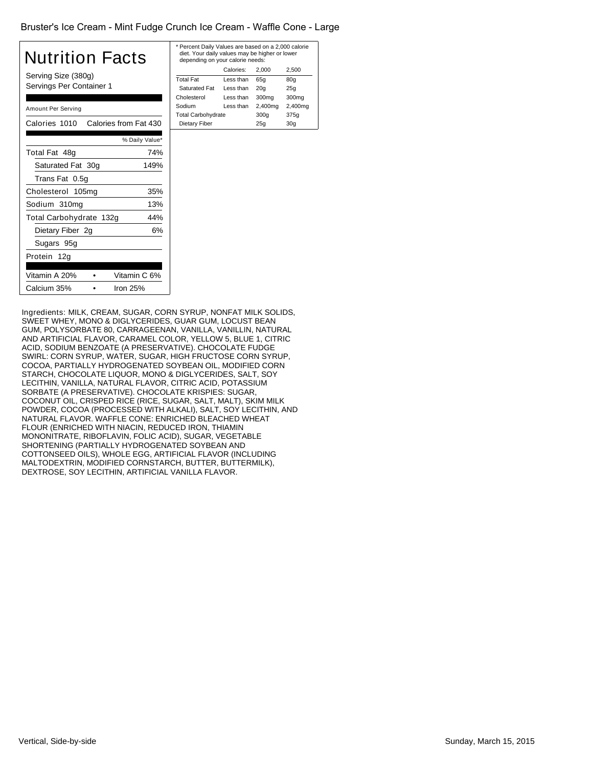Bruster's Ice Cream - Mint Fudge Crunch Ice Cream - Waffle Cone - Large

# Nutrition Facts

Serving Size (380g)
Servings Per Container 1

Amount Per Serving

| | |
|---|---|
| Calories 1010 | Calories from Fat 430 |
| | % Daily Value* |
| Total Fat 48g | 74% |
| Saturated Fat 30g | 149% |
| Trans Fat 0.5g | |
| Cholesterol 105mg | 35% |
| Sodium 310mg | 13% |
| Total Carbohydrate 132g | 44% |
| Dietary Fiber 2g | 6% |
| Sugars 95g | |
| Protein 12g | |

| | |
|---|---|
| Vitamin A 20% | Vitamin C 6% |
| Calcium 35% | Iron 25% |

\* Percent Daily Values are based on a 2,000 calorie diet. Your daily values may be higher or lower depending on your calorie needs:

| | | | |
|---|---|---|---|
| | Calories: | 2,000 | 2,500 |
| Total Fat | Less than | 65g | 80g |
| Saturated Fat | Less than | 20g | 25g |
| Cholesterol | Less than | 300mg | 300mg |
| Sodium | Less than | 2,400mg | 2,400mg |
| Total Carbohydrate | | 300g | 375g |
| Dietary Fiber | | 25g | 30g |

Ingredients: MILK, CREAM, SUGAR, CORN SYRUP, NONFAT MILK SOLIDS, SWEET WHEY, MONO & DIGLYCERIDES, GUAR GUM, LOCUST BEAN GUM, POLYSORBATE 80, CARRAGEENAN, VANILLA, VANILLIN, NATURAL AND ARTIFICIAL FLAVOR, CARAMEL COLOR, YELLOW 5, BLUE 1, CITRIC ACID, SODIUM BENZOATE (A PRESERVATIVE). CHOCOLATE FUDGE SWIRL: CORN SYRUP, WATER, SUGAR, HIGH FRUCTOSE CORN SYRUP, COCOA, PARTIALLY HYDROGENATED SOYBEAN OIL, MODIFIED CORN STARCH, CHOCOLATE LIQUOR, MONO & DIGLYCERIDES, SALT, SOY LECITHIN, VANILLA, NATURAL FLAVOR, CITRIC ACID, POTASSIUM SORBATE (A PRESERVATIVE). CHOCOLATE KRISPIES: SUGAR, COCONUT OIL, CRISPED RICE (RICE, SUGAR, SALT, MALT), SKIM MILK POWDER, COCOA (PROCESSED WITH ALKALI), SALT, SOY LECITHIN, AND NATURAL FLAVOR. WAFFLE CONE: ENRICHED BLEACHED WHEAT FLOUR (ENRICHED WITH NIACIN, REDUCED IRON, THIAMIN MONONITRATE, RIBOFLAVIN, FOLIC ACID), SUGAR, VEGETABLE SHORTENING (PARTIALLY HYDROGENATED SOYBEAN AND COTTONSEED OILS), WHOLE EGG, ARTIFICIAL FLAVOR (INCLUDING MALTODEXTRIN, MODIFIED CORNSTARCH, BUTTER, BUTTERMILK), DEXTROSE, SOY LECITHIN, ARTIFICIAL VANILLA FLAVOR.